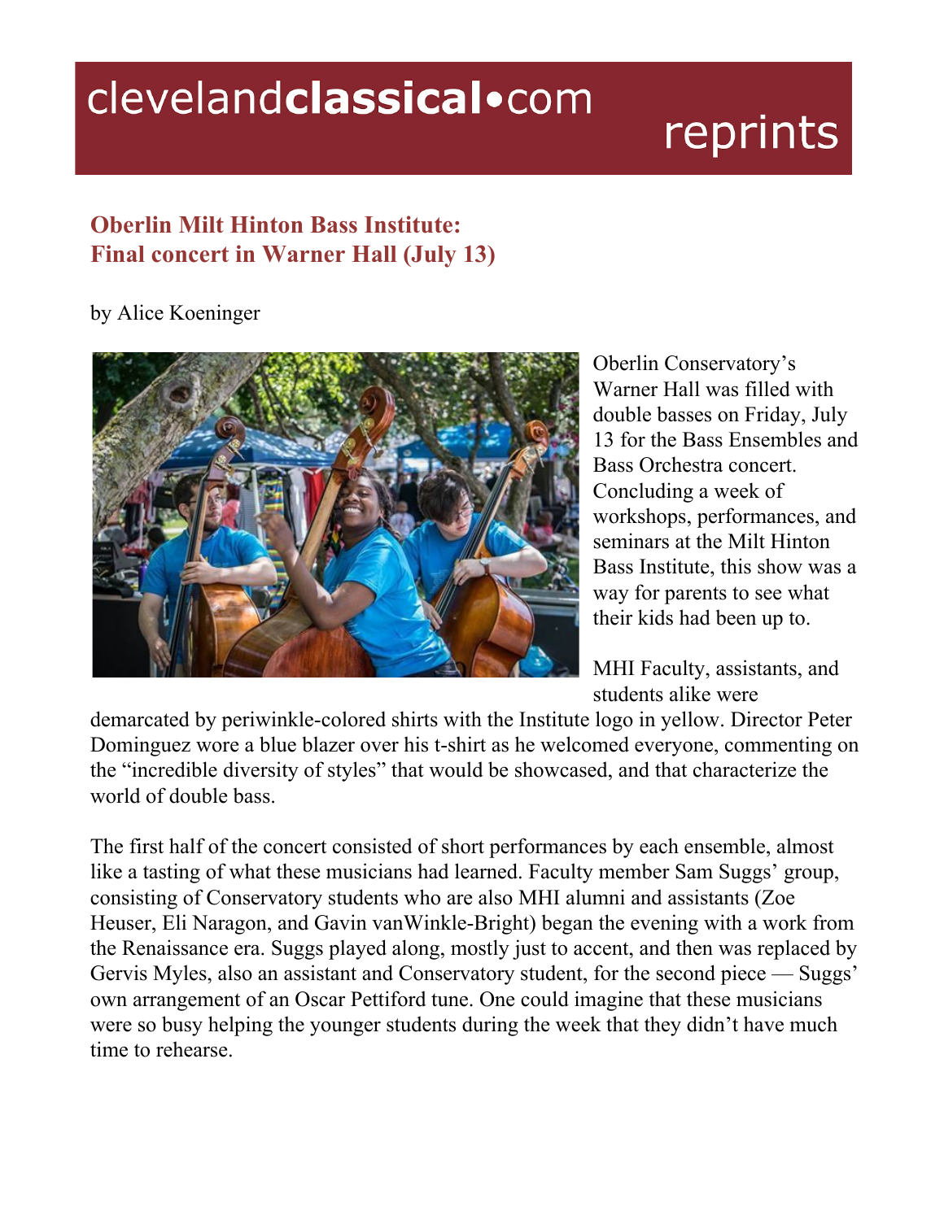# Oberlin Milt Hinton Bass Institute: Final concert in Warner Hall (July 13)

by Alice Koeninger

Oberlin Conservatory's Warner Hall was filled with double basses on Friday, July 13 for the Bass Ensembles and Bass Orchestra concert. Concluding a week of workshops, performances, and seminars at the Milt Hinton Bass Institute, this show was a way for parents to see what their kids had been up to.

MHI Faculty, assistants, and students alike were demarcated by periwinkle-colored shirts with the Institute logo in yellow. Director Peter Dominguez wore a blue blazer over his t-shirt as he welcomed everyone, commenting on the "incredible diversity of styles" that would be showcased, and that characterize the world of double bass.

The first half of the concert consisted of short performances by each ensemble, almost like a tasting of what these musicians had learned. Faculty member Sam Suggs' group, consisting of Conservatory students who are also MHI alumni and assistants (Zoe Heuser, Eli Naragon, and Gavin vanWinkle-Bright) began the evening with a work from the Renaissance era. Suggs played along, mostly just to accent, and then was replaced by Gervis Myles, also an assistant and Conservatory student, for the second piece — Suggs' own arrangement of an Oscar Pettiford tune. One could imagine that these musicians were so busy helping the younger students during the week that they didn't have much time to rehearse.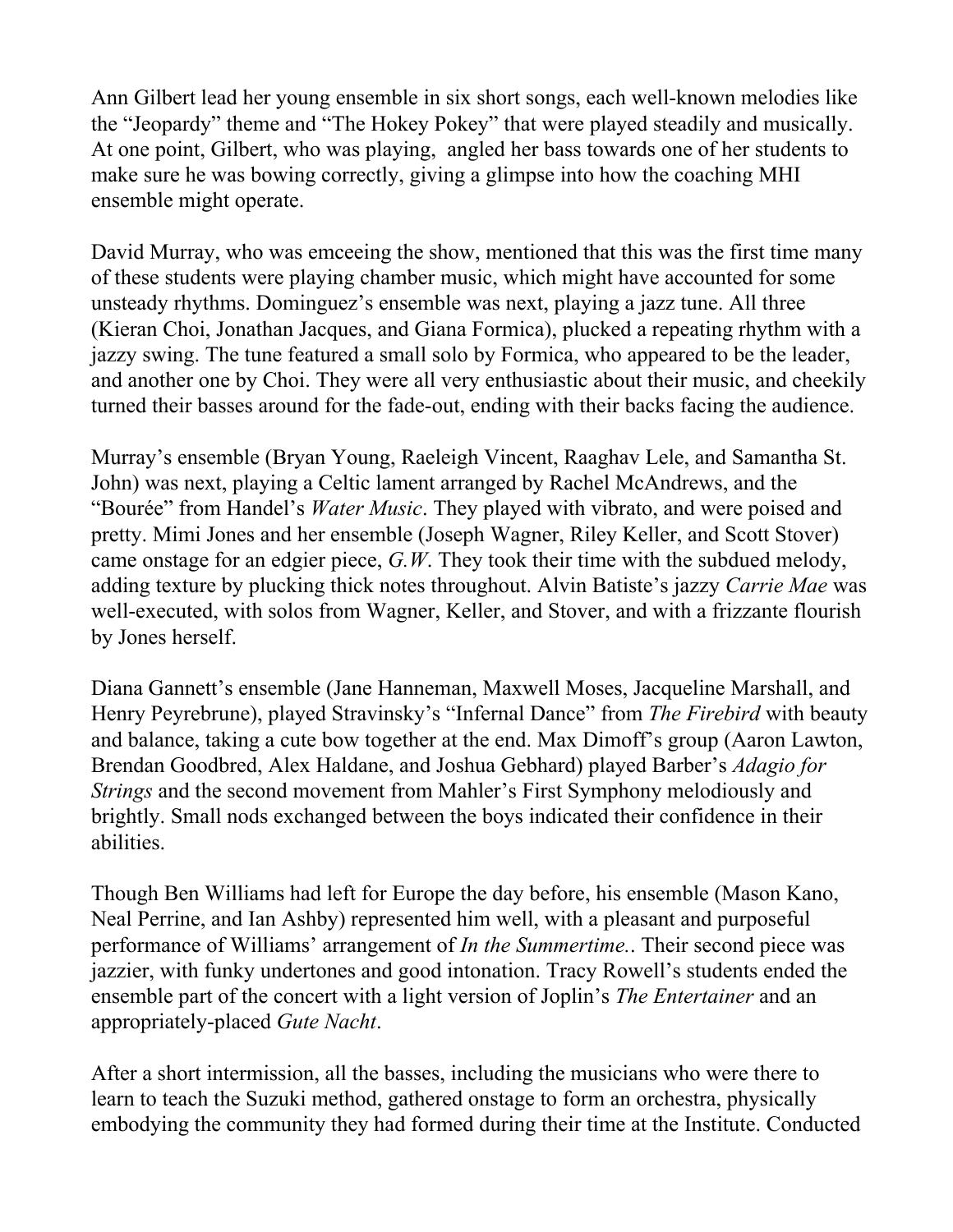Ann Gilbert lead her young ensemble in six short songs, each well-known melodies like the "Jeopardy" theme and "The Hokey Pokey" that were played steadily and musically. At one point, Gilbert, who was playing,  angled her bass towards one of her students to make sure he was bowing correctly, giving a glimpse into how the coaching MHI ensemble might operate.

David Murray, who was emceeing the show, mentioned that this was the first time many of these students were playing chamber music, which might have accounted for some unsteady rhythms. Dominguez's ensemble was next, playing a jazz tune. All three (Kieran Choi, Jonathan Jacques, and Giana Formica), plucked a repeating rhythm with a jazzy swing. The tune featured a small solo by Formica, who appeared to be the leader, and another one by Choi. They were all very enthusiastic about their music, and cheekily turned their basses around for the fade-out, ending with their backs facing the audience.

Murray's ensemble (Bryan Young, Raeleigh Vincent, Raaghav Lele, and Samantha St. John) was next, playing a Celtic lament arranged by Rachel McAndrews, and the "Bourée" from Handel's *Water Music*. They played with vibrato, and were poised and pretty. Mimi Jones and her ensemble (Joseph Wagner, Riley Keller, and Scott Stover) came onstage for an edgier piece, *G.W*. They took their time with the subdued melody, adding texture by plucking thick notes throughout. Alvin Batiste's jazzy *Carrie Mae* was well-executed, with solos from Wagner, Keller, and Stover, and with a frizzante flourish by Jones herself.

Diana Gannett's ensemble (Jane Hanneman, Maxwell Moses, Jacqueline Marshall, and Henry Peyrebrune), played Stravinsky's "Infernal Dance" from *The Firebird* with beauty and balance, taking a cute bow together at the end. Max Dimoff's group (Aaron Lawton, Brendan Goodbred, Alex Haldane, and Joshua Gebhard) played Barber's *Adagio for Strings* and the second movement from Mahler's First Symphony melodiously and brightly. Small nods exchanged between the boys indicated their confidence in their abilities.

Though Ben Williams had left for Europe the day before, his ensemble (Mason Kano, Neal Perrine, and Ian Ashby) represented him well, with a pleasant and purposeful performance of Williams' arrangement of *In the Summertime.*. Their second piece was jazzier, with funky undertones and good intonation. Tracy Rowell's students ended the ensemble part of the concert with a light version of Joplin's *The Entertainer* and an appropriately-placed *Gute Nacht*.

After a short intermission, all the basses, including the musicians who were there to learn to teach the Suzuki method, gathered onstage to form an orchestra, physically embodying the community they had formed during their time at the Institute. Conducted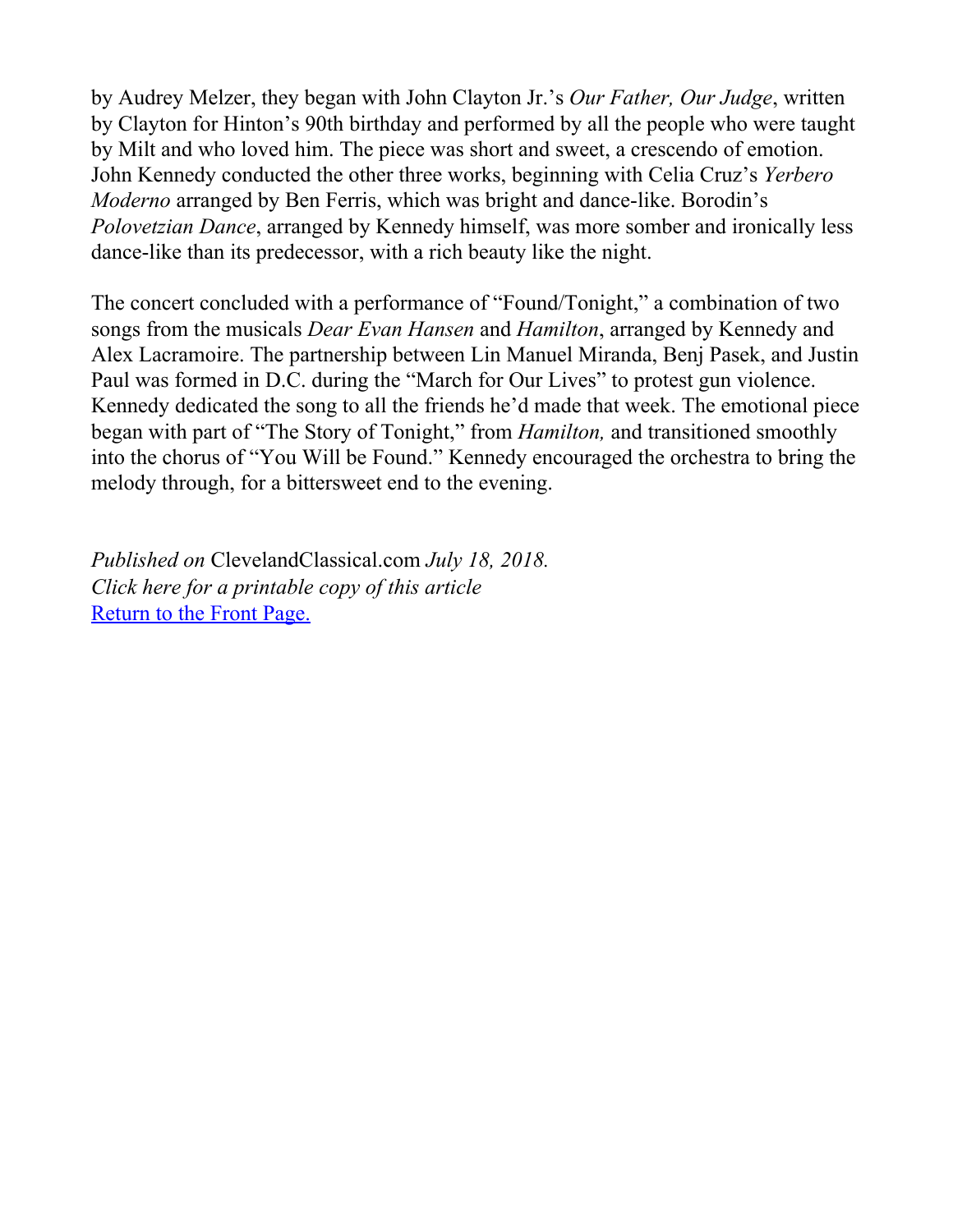by Audrey Melzer, they began with John Clayton Jr.'s *Our Father, Our Judge*, written by Clayton for Hinton's 90th birthday and performed by all the people who were taught by Milt and who loved him. The piece was short and sweet, a crescendo of emotion. John Kennedy conducted the other three works, beginning with Celia Cruz's *Yerbero Moderno* arranged by Ben Ferris, which was bright and dance-like. Borodin's *Polovetzian Dance*, arranged by Kennedy himself, was more somber and ironically less dance-like than its predecessor, with a rich beauty like the night.

The concert concluded with a performance of "Found/Tonight," a combination of two songs from the musicals *Dear Evan Hansen* and *Hamilton*, arranged by Kennedy and Alex Lacramoire. The partnership between Lin Manuel Miranda, Benj Pasek, and Justin Paul was formed in D.C. during the "March for Our Lives" to protest gun violence. Kennedy dedicated the song to all the friends he'd made that week. The emotional piece began with part of "The Story of Tonight," from *Hamilton,* and transitioned smoothly into the chorus of "You Will be Found." Kennedy encouraged the orchestra to bring the melody through, for a bittersweet end to the evening.

*Published on* ClevelandClassical.com *July 18, 2018.*
*Click here for a printable copy of this article*
[Return to the Front Page.]